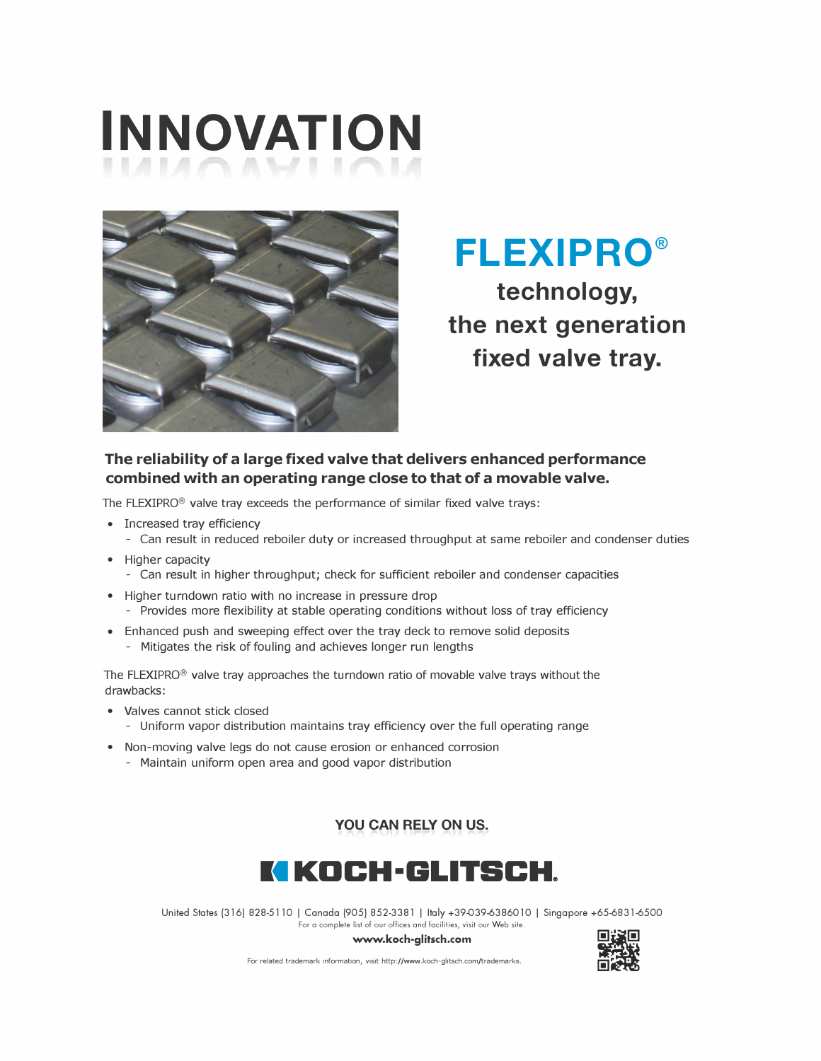# INNOVATION

## FLEXIPRO®

**technology, the next generation fixed valve tray.**

**The reliability of a large fixed valve that delivers enhanced performance combined with an operating range close to that of a movable valve.**

The FLEXIPRO® valve tray exceeds the performance of similar fixed valve trays:

- Increased tray efficiency
  - Can result in reduced reboiler duty or increased throughput at same reboiler and condenser duties
- Higher capacity
  - Can result in higher throughput; check for sufficient reboiler and condenser capacities
- Higher turndown ratio with no increase in pressure drop
  - Provides more flexibility at stable operating conditions without loss of tray efficiency
- Enhanced push and sweeping effect over the tray deck to remove solid deposits
  - Mitigates the risk of fouling and achieves longer run lengths

The FLEXIPRO® valve tray approaches the turndown ratio of movable valve trays without the drawbacks:

- Valves cannot stick closed
  - Uniform vapor distribution maintains tray efficiency over the full operating range
- Non-moving valve legs do not cause erosion or enhanced corrosion
  - Maintain uniform open area and good vapor distribution

**YOU CAN RELY ON US.**

**KOCH-GLITSCH.**

United States (316) 828-5110 | Canada (905) 852-3381 | Italy +39-039-6386010 | Singapore +65-6831-6500

For a complete list of our offices and facilities, visit our Web site.

**www.koch-glitsch.com**

For related trademark information, visit http://www.koch-glitsch.com/trademarks.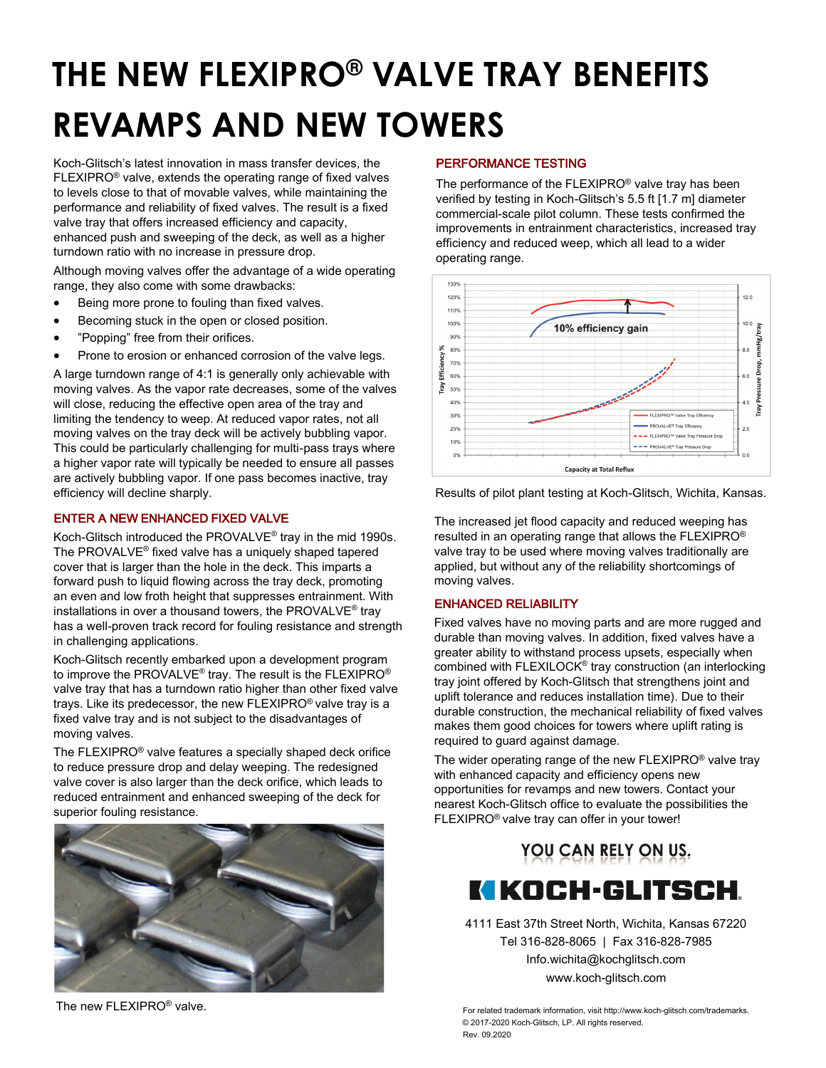# THE NEW FLEXIPRO® VALVE TRAY BENEFITS REVAMPS AND NEW TOWERS

Koch-Glitsch's latest innovation in mass transfer devices, the FLEXIPRO® valve, extends the operating range of fixed valves to levels close to that of movable valves, while maintaining the performance and reliability of fixed valves. The result is a fixed valve tray that offers increased efficiency and capacity, enhanced push and sweeping of the deck, as well as a higher turndown ratio with no increase in pressure drop.

Although moving valves offer the advantage of a wide operating range, they also come with some drawbacks:

- Being more prone to fouling than fixed valves.
- Becoming stuck in the open or closed position.
- "Popping" free from their orifices.
- Prone to erosion or enhanced corrosion of the valve legs.

A large turndown range of 4:1 is generally only achievable with moving valves. As the vapor rate decreases, some of the valves will close, reducing the effective open area of the tray and limiting the tendency to weep. At reduced vapor rates, not all moving valves on the tray deck will be actively bubbling vapor. This could be particularly challenging for multi-pass trays where a higher vapor rate will typically be needed to ensure all passes are actively bubbling vapor. If one pass becomes inactive, tray efficiency will decline sharply.

## ENTER A NEW ENHANCED FIXED VALVE

Koch-Glitsch introduced the PROVALVE® tray in the mid 1990s. The PROVALVE® fixed valve has a uniquely shaped tapered cover that is larger than the hole in the deck. This imparts a forward push to liquid flowing across the tray deck, promoting an even and low froth height that suppresses entrainment. With installations in over a thousand towers, the PROVALVE® tray has a well-proven track record for fouling resistance and strength in challenging applications.

Koch-Glitsch recently embarked upon a development program to improve the PROVALVE® tray. The result is the FLEXIPRO® valve tray that has a turndown ratio higher than other fixed valve trays. Like its predecessor, the new FLEXIPRO® valve tray is a fixed valve tray and is not subject to the disadvantages of moving valves.

The FLEXIPRO® valve features a specially shaped deck orifice to reduce pressure drop and delay weeping. The redesigned valve cover is also larger than the deck orifice, which leads to reduced entrainment and enhanced sweeping of the deck for superior fouling resistance.

The new FLEXIPRO® valve.

## PERFORMANCE TESTING

The performance of the FLEXIPRO® valve tray has been verified by testing in Koch-Glitsch's 5.5 ft [1.7 m] diameter commercial-scale pilot column. These tests confirmed the improvements in entrainment characteristics, increased tray efficiency and reduced weep, which all lead to a wider operating range.

130%
120%
110%
100%
90%
80%
70%
60%
50%
40%
30%
20%
10%
0%
Tray Efficiency %
12.0
10.0
8.0
6.0
4.0
2.0
0.0
Tray Pressure Drop, mmHg/tray
10% efficiency gain
FLEXIPRO™ Valve Tray Efficiency
PROVALVE® Tray Efficiency
FLEXIPRO™ Valve Tray Pressure Drop
PROVALVE® Tray Pressure Drop
Capacity at Total Reflux

Results of pilot plant testing at Koch-Glitsch, Wichita, Kansas.

The increased jet flood capacity and reduced weeping has resulted in an operating range that allows the FLEXIPRO® valve tray to be used where moving valves traditionally are applied, but without any of the reliability shortcomings of moving valves.

## ENHANCED RELIABILITY

Fixed valves have no moving parts and are more rugged and durable than moving valves. In addition, fixed valves have a greater ability to withstand process upsets, especially when combined with FLEXILOCK® tray construction (an interlocking tray joint offered by Koch-Glitsch that strengthens joint and uplift tolerance and reduces installation time). Due to their durable construction, the mechanical reliability of fixed valves makes them good choices for towers where uplift rating is required to guard against damage.

The wider operating range of the new FLEXIPRO® valve tray with enhanced capacity and efficiency opens new opportunities for revamps and new towers. Contact your nearest Koch-Glitsch office to evaluate the possibilities the FLEXIPRO® valve tray can offer in your tower!

YOU CAN RELY ON US.

KOCH-GLITSCH

4111 East 37th Street North, Wichita, Kansas 67220
Tel 316-828-8065 | Fax 316-828-7985
Info.wichita@kochglitsch.com
www.koch-glitsch.com

For related trademark information, visit http://www.koch-glitsch.com/trademarks.
© 2017-2020 Koch-Glitsch, LP. All rights reserved.
Rev. 09.2020